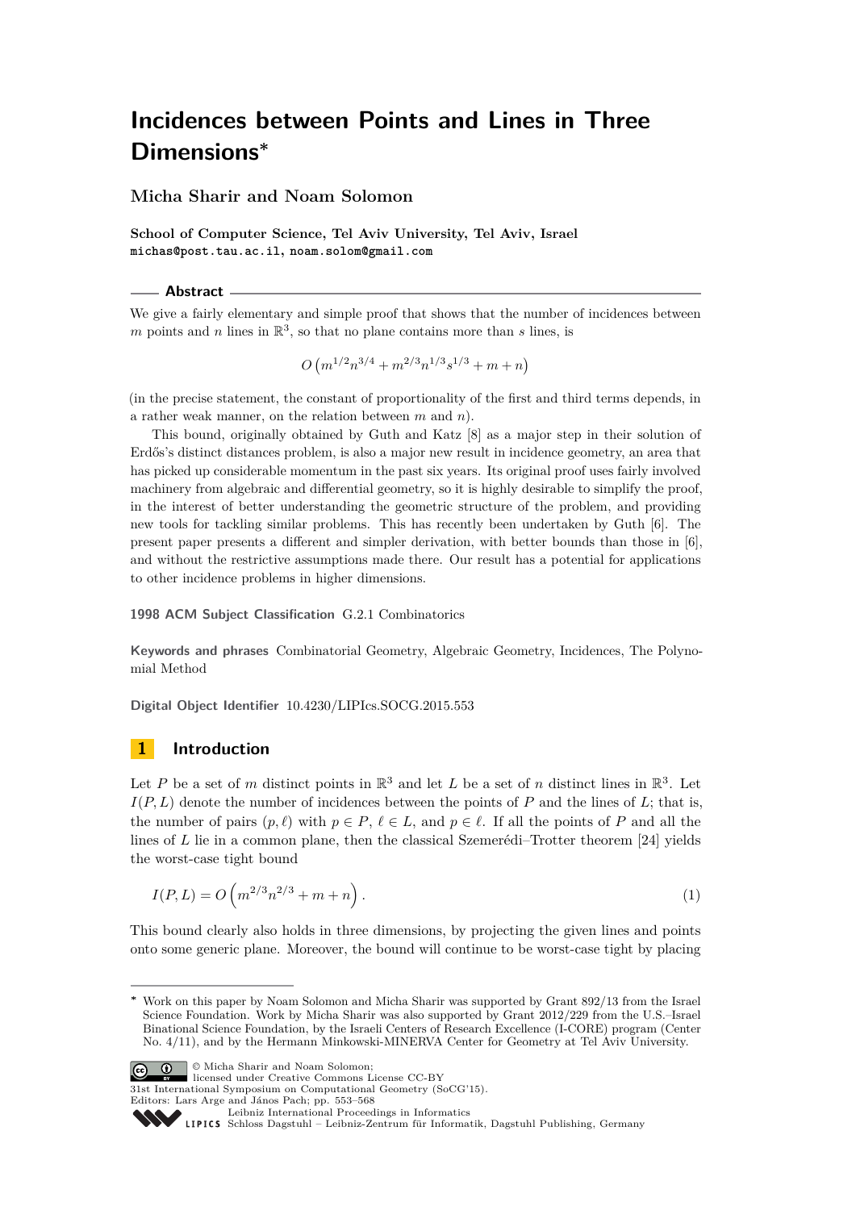# Incidences between Points and Lines in Three Dimensions*

**Micha Sharir and Noam Solomon**

**School of Computer Science, Tel Aviv University, Tel Aviv, Israel**
**michas@post.tau.ac.il, noam.solom@gmail.com**

## Abstract

We give a fairly elementary and simple proof that shows that the number of incidences between $m$ points and $n$ lines in $\mathbb{R}^3$, so that no plane contains more than $s$ lines, is

$$O\left(m^{1/2}n^{3/4} + m^{2/3}n^{1/3}s^{1/3} + m + n\right)$$

(in the precise statement, the constant of proportionality of the first and third terms depends, in a rather weak manner, on the relation between $m$ and $n$).

This bound, originally obtained by Guth and Katz [8] as a major step in their solution of Erdős's distinct distances problem, is also a major new result in incidence geometry, an area that has picked up considerable momentum in the past six years. Its original proof uses fairly involved machinery from algebraic and differential geometry, so it is highly desirable to simplify the proof, in the interest of better understanding the geometric structure of the problem, and providing new tools for tackling similar problems. This has recently been undertaken by Guth [6]. The present paper presents a different and simpler derivation, with better bounds than those in [6], and without the restrictive assumptions made there. Our result has a potential for applications to other incidence problems in higher dimensions.

**1998 ACM Subject Classification** G.2.1 Combinatorics

**Keywords and phrases** Combinatorial Geometry, Algebraic Geometry, Incidences, The Polynomial Method

**Digital Object Identifier** 10.4230/LIPIcs.SOCG.2015.553

## 1 Introduction

Let $P$ be a set of $m$ distinct points in $\mathbb{R}^3$ and let $L$ be a set of $n$ distinct lines in $\mathbb{R}^3$. Let $I(P, L)$ denote the number of incidences between the points of $P$ and the lines of $L$; that is, the number of pairs $(p, \ell)$ with $p \in P$, $\ell \in L$, and $p \in \ell$. If all the points of $P$ and all the lines of $L$ lie in a common plane, then the classical Szemerédi–Trotter theorem [24] yields the worst-case tight bound

$$I(P, L) = O\left(m^{2/3}n^{2/3} + m + n\right). \tag{1}$$

This bound clearly also holds in three dimensions, by projecting the given lines and points onto some generic plane. Moreover, the bound will continue to be worst-case tight by placing

---

* Work on this paper by Noam Solomon and Micha Sharir was supported by Grant 892/13 from the Israel Science Foundation. Work by Micha Sharir was also supported by Grant 2012/229 from the U.S.–Israel Binational Science Foundation, by the Israeli Centers of Research Excellence (I-CORE) program (Center No. 4/11), and by the Hermann Minkowski-MINERVA Center for Geometry at Tel Aviv University.

© Micha Sharir and Noam Solomon;
licensed under Creative Commons License CC-BY
31st International Symposium on Computational Geometry (SoCG'15).
Editors: Lars Arge and János Pach; pp. 553–568
Leibniz International Proceedings in Informatics
Schloss Dagstuhl – Leibniz-Zentrum für Informatik, Dagstuhl Publishing, Germany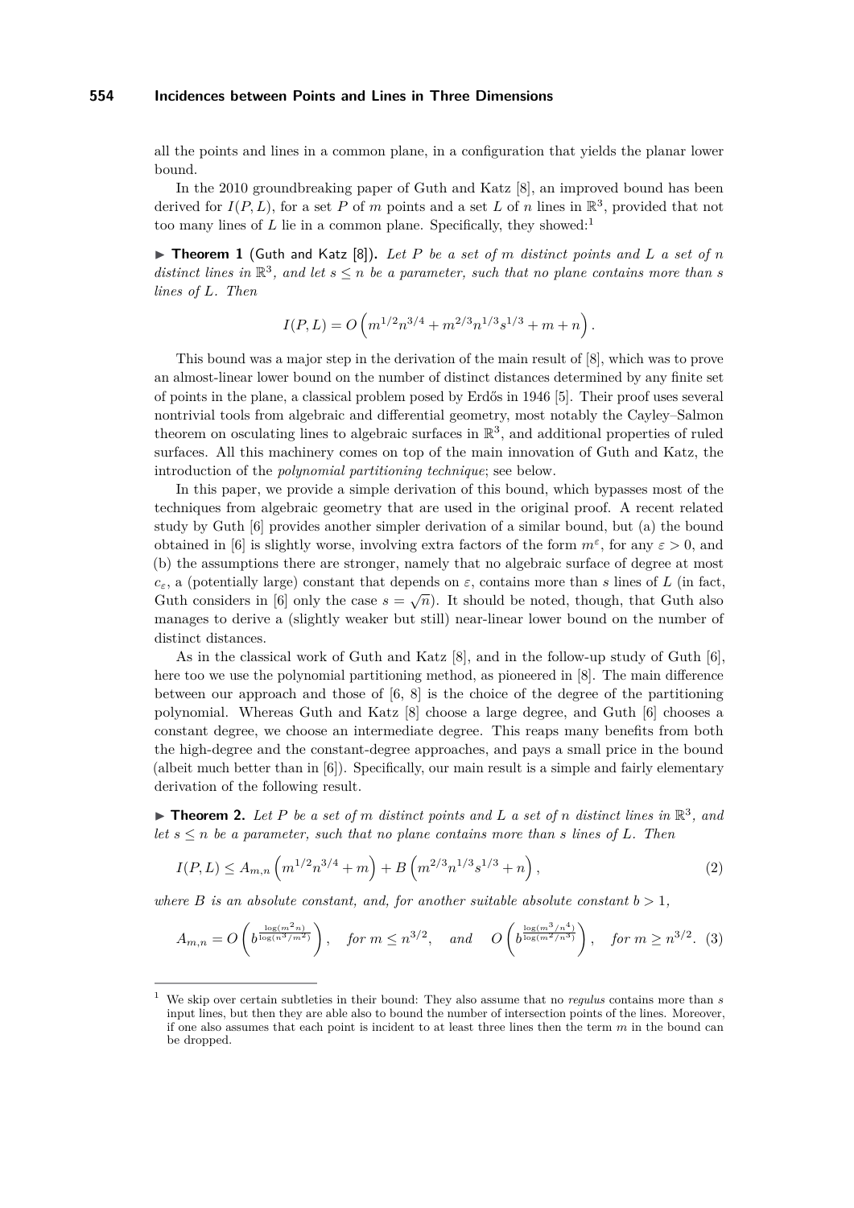all the points and lines in a common plane, in a configuration that yields the planar lower bound.

In the 2010 groundbreaking paper of Guth and Katz [8], an improved bound has been derived for $I(P,L)$, for a set $P$ of $m$ points and a set $L$ of $n$ lines in $\mathbb{R}^3$, provided that not too many lines of $L$ lie in a common plane. Specifically, they showed:[1]

▶ **Theorem 1** (Guth and Katz [8]). *Let $P$ be a set of $m$ distinct points and $L$ a set of $n$ distinct lines in $\mathbb{R}^3$, and let $s \le n$ be a parameter, such that no plane contains more than $s$ lines of $L$. Then*

$$I(P,L) = O\left(m^{1/2}n^{3/4} + m^{2/3}n^{1/3}s^{1/3} + m + n\right).$$

This bound was a major step in the derivation of the main result of [8], which was to prove an almost-linear lower bound on the number of distinct distances determined by any finite set of points in the plane, a classical problem posed by Erdős in 1946 [5]. Their proof uses several nontrivial tools from algebraic and differential geometry, most notably the Cayley–Salmon theorem on osculating lines to algebraic surfaces in $\mathbb{R}^3$, and additional properties of ruled surfaces. All this machinery comes on top of the main innovation of Guth and Katz, the introduction of the *polynomial partitioning technique*; see below.

In this paper, we provide a simple derivation of this bound, which bypasses most of the techniques from algebraic geometry that are used in the original proof. A recent related study by Guth [6] provides another simpler derivation of a similar bound, but (a) the bound obtained in [6] is slightly worse, involving extra factors of the form $m^{\varepsilon}$, for any $\varepsilon > 0$, and (b) the assumptions there are stronger, namely that no algebraic surface of degree at most $c_{\varepsilon}$, a (potentially large) constant that depends on $\varepsilon$, contains more than $s$ lines of $L$ (in fact, Guth considers in [6] only the case $s = \sqrt{n}$). It should be noted, though, that Guth also manages to derive a (slightly weaker but still) near-linear lower bound on the number of distinct distances.

As in the classical work of Guth and Katz [8], and in the follow-up study of Guth [6], here too we use the polynomial partitioning method, as pioneered in [8]. The main difference between our approach and those of [6, 8] is the choice of the degree of the partitioning polynomial. Whereas Guth and Katz [8] choose a large degree, and Guth [6] chooses a constant degree, we choose an intermediate degree. This reaps many benefits from both the high-degree and the constant-degree approaches, and pays a small price in the bound (albeit much better than in [6]). Specifically, our main result is a simple and fairly elementary derivation of the following result.

▶ **Theorem 2.** *Let $P$ be a set of $m$ distinct points and $L$ a set of $n$ distinct lines in $\mathbb{R}^3$, and let $s \le n$ be a parameter, such that no plane contains more than $s$ lines of $L$. Then*

$$I(P,L) \le A_{m,n}\left(m^{1/2}n^{3/4} + m\right) + B\left(m^{2/3}n^{1/3}s^{1/3} + n\right), \tag{2}$$

*where $B$ is an absolute constant, and, for another suitable absolute constant $b > 1$,*

$$A_{m,n} = O\left(b^{\frac{\log(m^2 n)}{\log(n^3/m^2)}}\right), \quad \text{for } m \le n^{3/2}, \quad \text{and} \quad O\left(b^{\frac{\log(m^3/n^4)}{\log(m^2/n^3)}}\right), \quad \text{for } m \ge n^{3/2}. \tag{3}$$

---

[1] We skip over certain subtleties in their bound: They also assume that no *regulus* contains more than $s$ input lines, but then they are able also to bound the number of intersection points of the lines. Moreover, if one also assumes that each point is incident to at least three lines then the term $m$ in the bound can be dropped.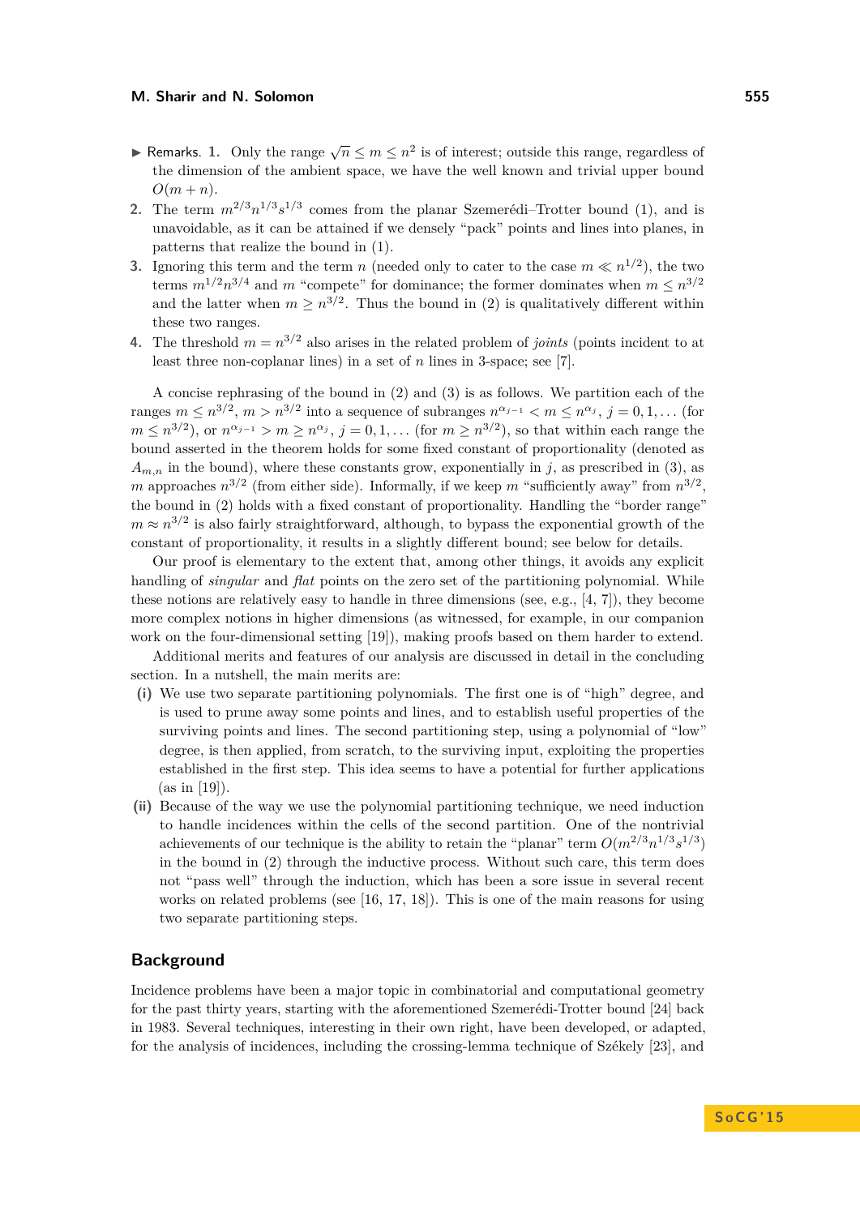▶ Remarks. **1.** Only the range $\sqrt{n} \le m \le n^2$ is of interest; outside this range, regardless of the dimension of the ambient space, we have the well known and trivial upper bound $O(m+n)$.

**2.** The term $m^{2/3}n^{1/3}s^{1/3}$ comes from the planar Szemerédi–Trotter bound (1), and is unavoidable, as it can be attained if we densely "pack" points and lines into planes, in patterns that realize the bound in (1).

**3.** Ignoring this term and the term $n$ (needed only to cater to the case $m \ll n^{1/2}$), the two terms $m^{1/2}n^{3/4}$ and $m$ "compete" for dominance; the former dominates when $m \le n^{3/2}$ and the latter when $m \ge n^{3/2}$. Thus the bound in (2) is qualitatively different within these two ranges.

**4.** The threshold $m = n^{3/2}$ also arises in the related problem of *joints* (points incident to at least three non-coplanar lines) in a set of $n$ lines in 3-space; see [7].

A concise rephrasing of the bound in (2) and (3) is as follows. We partition each of the ranges $m \le n^{3/2}$, $m > n^{3/2}$ into a sequence of subranges $n^{\alpha_{j-1}} < m \le n^{\alpha_j}$, $j = 0, 1, \ldots$ (for $m \le n^{3/2}$), or $n^{\alpha_{j-1}} > m \ge n^{\alpha_j}$, $j = 0, 1, \ldots$ (for $m \ge n^{3/2}$), so that within each range the bound asserted in the theorem holds for some fixed constant of proportionality (denoted as $A_{m,n}$ in the bound), where these constants grow, exponentially in $j$, as prescribed in (3), as $m$ approaches $n^{3/2}$ (from either side). Informally, if we keep $m$ "sufficiently away" from $n^{3/2}$, the bound in (2) holds with a fixed constant of proportionality. Handling the "border range" $m \approx n^{3/2}$ is also fairly straightforward, although, to bypass the exponential growth of the constant of proportionality, it results in a slightly different bound; see below for details.

Our proof is elementary to the extent that, among other things, it avoids any explicit handling of *singular* and *flat* points on the zero set of the partitioning polynomial. While these notions are relatively easy to handle in three dimensions (see, e.g., [4, 7]), they become more complex notions in higher dimensions (as witnessed, for example, in our companion work on the four-dimensional setting [19]), making proofs based on them harder to extend.

Additional merits and features of our analysis are discussed in detail in the concluding section. In a nutshell, the main merits are:

**(i)** We use two separate partitioning polynomials. The first one is of "high" degree, and is used to prune away some points and lines, and to establish useful properties of the surviving points and lines. The second partitioning step, using a polynomial of "low" degree, is then applied, from scratch, to the surviving input, exploiting the properties established in the first step. This idea seems to have a potential for further applications (as in [19]).

**(ii)** Because of the way we use the polynomial partitioning technique, we need induction to handle incidences within the cells of the second partition. One of the nontrivial achievements of our technique is the ability to retain the "planar" term $O(m^{2/3}n^{1/3}s^{1/3})$ in the bound in (2) through the inductive process. Without such care, this term does not "pass well" through the induction, which has been a sore issue in several recent works on related problems (see [16, 17, 18]). This is one of the main reasons for using two separate partitioning steps.

## Background

Incidence problems have been a major topic in combinatorial and computational geometry for the past thirty years, starting with the aforementioned Szemerédi-Trotter bound [24] back in 1983. Several techniques, interesting in their own right, have been developed, or adapted, for the analysis of incidences, including the crossing-lemma technique of Székely [23], and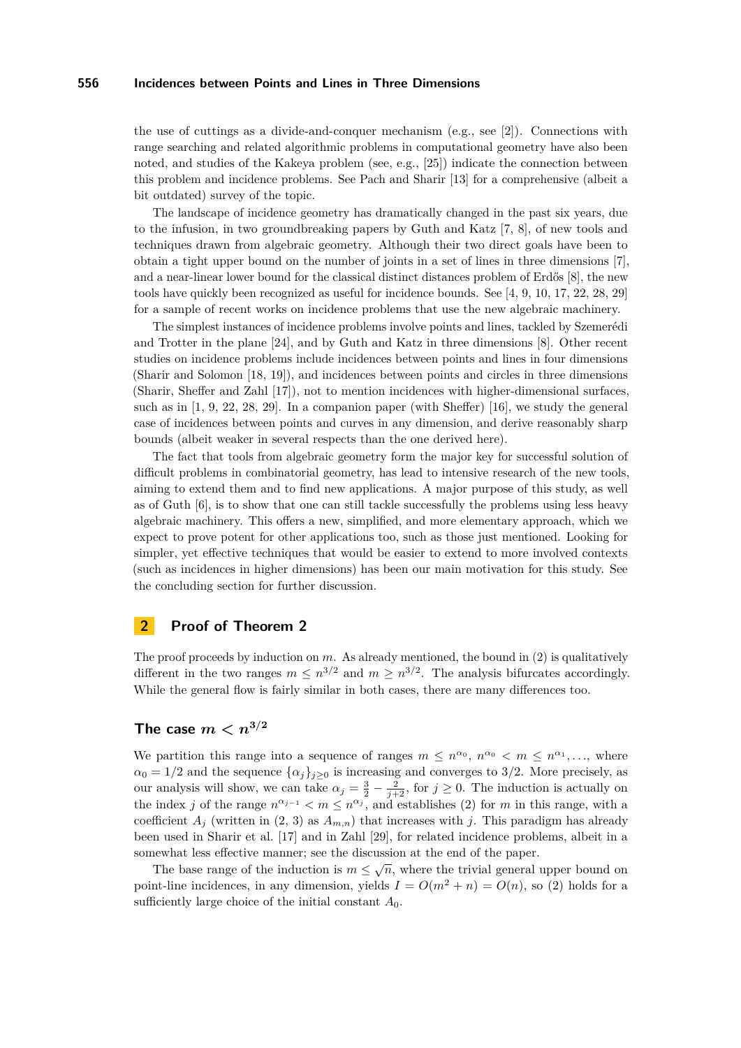the use of cuttings as a divide-and-conquer mechanism (e.g., see [2]). Connections with range searching and related algorithmic problems in computational geometry have also been noted, and studies of the Kakeya problem (see, e.g., [25]) indicate the connection between this problem and incidence problems. See Pach and Sharir [13] for a comprehensive (albeit a bit outdated) survey of the topic.

The landscape of incidence geometry has dramatically changed in the past six years, due to the infusion, in two groundbreaking papers by Guth and Katz [7, 8], of new tools and techniques drawn from algebraic geometry. Although their two direct goals have been to obtain a tight upper bound on the number of joints in a set of lines in three dimensions [7], and a near-linear lower bound for the classical distinct distances problem of Erdős [8], the new tools have quickly been recognized as useful for incidence bounds. See [4, 9, 10, 17, 22, 28, 29] for a sample of recent works on incidence problems that use the new algebraic machinery.

The simplest instances of incidence problems involve points and lines, tackled by Szemerédi and Trotter in the plane [24], and by Guth and Katz in three dimensions [8]. Other recent studies on incidence problems include incidences between points and lines in four dimensions (Sharir and Solomon [18, 19]), and incidences between points and circles in three dimensions (Sharir, Sheffer and Zahl [17]), not to mention incidences with higher-dimensional surfaces, such as in [1, 9, 22, 28, 29]. In a companion paper (with Sheffer) [16], we study the general case of incidences between points and curves in any dimension, and derive reasonably sharp bounds (albeit weaker in several respects than the one derived here).

The fact that tools from algebraic geometry form the major key for successful solution of difficult problems in combinatorial geometry, has lead to intensive research of the new tools, aiming to extend them and to find new applications. A major purpose of this study, as well as of Guth [6], is to show that one can still tackle successfully the problems using less heavy algebraic machinery. This offers a new, simplified, and more elementary approach, which we expect to prove potent for other applications too, such as those just mentioned. Looking for simpler, yet effective techniques that would be easier to extend to more involved contexts (such as incidences in higher dimensions) has been our main motivation for this study. See the concluding section for further discussion.

## 2 Proof of Theorem 2

The proof proceeds by induction on $m$. As already mentioned, the bound in (2) is qualitatively different in the two ranges $m \le n^{3/2}$ and $m \ge n^{3/2}$. The analysis bifurcates accordingly. While the general flow is fairly similar in both cases, there are many differences too.

### The case $m < n^{3/2}$

We partition this range into a sequence of ranges $m \le n^{\alpha_0}$, $n^{\alpha_0} < m \le n^{\alpha_1}, \ldots$, where $\alpha_0 = 1/2$ and the sequence $\{\alpha_j\}_{j\ge 0}$ is increasing and converges to $3/2$. More precisely, as our analysis will show, we can take $\alpha_j = \frac{3}{2} - \frac{2}{j+2}$, for $j \ge 0$. The induction is actually on the index $j$ of the range $n^{\alpha_{j-1}} < m \le n^{\alpha_j}$, and establishes (2) for $m$ in this range, with a coefficient $A_j$ (written in (2, 3) as $A_{m,n}$) that increases with $j$. This paradigm has already been used in Sharir et al. [17] and in Zahl [29], for related incidence problems, albeit in a somewhat less effective manner; see the discussion at the end of the paper.

The base range of the induction is $m \le \sqrt{n}$, where the trivial general upper bound on point-line incidences, in any dimension, yields $I = O(m^2 + n) = O(n)$, so (2) holds for a sufficiently large choice of the initial constant $A_0$.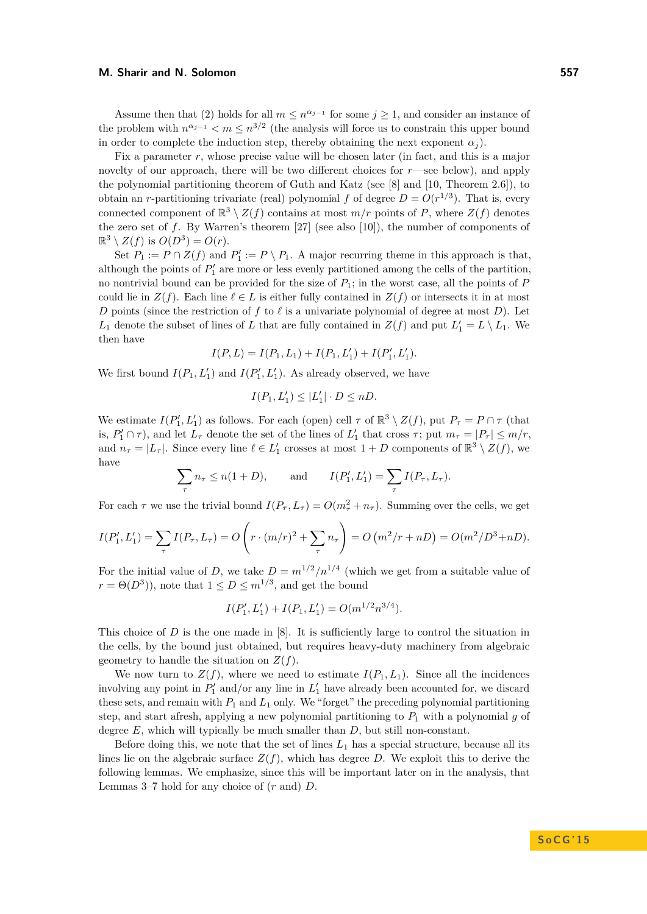Assume then that (2) holds for all $m \le n^{\alpha_{j-1}}$ for some $j \ge 1$, and consider an instance of the problem with $n^{\alpha_{j-1}} < m \le n^{3/2}$ (the analysis will force us to constrain this upper bound in order to complete the induction step, thereby obtaining the next exponent $\alpha_j$).

Fix a parameter $r$, whose precise value will be chosen later (in fact, and this is a major novelty of our approach, there will be two different choices for $r$—see below), and apply the polynomial partitioning theorem of Guth and Katz (see [8] and [10, Theorem 2.6]), to obtain an $r$-partitioning trivariate (real) polynomial $f$ of degree $D = O(r^{1/3})$. That is, every connected component of $\mathbb{R}^3 \setminus Z(f)$ contains at most $m/r$ points of $P$, where $Z(f)$ denotes the zero set of $f$. By Warren's theorem [27] (see also [10]), the number of components of $\mathbb{R}^3 \setminus Z(f)$ is $O(D^3) = O(r)$.

Set $P_1 := P \cap Z(f)$ and $P_1' := P \setminus P_1$. A major recurring theme in this approach is that, although the points of $P_1'$ are more or less evenly partitioned among the cells of the partition, no nontrivial bound can be provided for the size of $P_1$; in the worst case, all the points of $P$ could lie in $Z(f)$. Each line $\ell \in L$ is either fully contained in $Z(f)$ or intersects it in at most $D$ points (since the restriction of $f$ to $\ell$ is a univariate polynomial of degree at most $D$). Let $L_1$ denote the subset of lines of $L$ that are fully contained in $Z(f)$ and put $L_1' = L \setminus L_1$. We then have

$$I(P, L) = I(P_1, L_1) + I(P_1, L_1') + I(P_1', L_1').$$

We first bound $I(P_1, L_1')$ and $I(P_1', L_1')$. As already observed, we have

$$I(P_1, L_1') \le |L_1'| \cdot D \le nD.$$

We estimate $I(P_1', L_1')$ as follows. For each (open) cell $\tau$ of $\mathbb{R}^3 \setminus Z(f)$, put $P_\tau = P \cap \tau$ (that is, $P_1' \cap \tau$), and let $L_\tau$ denote the set of the lines of $L_1'$ that cross $\tau$; put $m_\tau = |P_\tau| \le m/r$, and $n_\tau = |L_\tau|$. Since every line $\ell \in L_1'$ crosses at most $1 + D$ components of $\mathbb{R}^3 \setminus Z(f)$, we have

$$\sum_\tau n_\tau \le n(1 + D), \qquad \text{and} \qquad I(P_1', L_1') = \sum_\tau I(P_\tau, L_\tau).$$

For each $\tau$ we use the trivial bound $I(P_\tau, L_\tau) = O(m_\tau^2 + n_\tau)$. Summing over the cells, we get

$$I(P_1', L_1') = \sum_\tau I(P_\tau, L_\tau) = O\left(r \cdot (m/r)^2 + \sum_\tau n_\tau\right) = O\left(m^2/r + nD\right) = O(m^2/D^3 + nD).$$

For the initial value of $D$, we take $D = m^{1/2}/n^{1/4}$ (which we get from a suitable value of $r = \Theta(D^3)$), note that $1 \le D \le m^{1/3}$, and get the bound

$$I(P_1', L_1') + I(P_1, L_1') = O(m^{1/2}n^{3/4}).$$

This choice of $D$ is the one made in [8]. It is sufficiently large to control the situation in the cells, by the bound just obtained, but requires heavy-duty machinery from algebraic geometry to handle the situation on $Z(f)$.

We now turn to $Z(f)$, where we need to estimate $I(P_1, L_1)$. Since all the incidences involving any point in $P_1'$ and/or any line in $L_1'$ have already been accounted for, we discard these sets, and remain with $P_1$ and $L_1$ only. We "forget" the preceding polynomial partitioning step, and start afresh, applying a new polynomial partitioning to $P_1$ with a polynomial $g$ of degree $E$, which will typically be much smaller than $D$, but still non-constant.

Before doing this, we note that the set of lines $L_1$ has a special structure, because all its lines lie on the algebraic surface $Z(f)$, which has degree $D$. We exploit this to derive the following lemmas. We emphasize, since this will be important later on in the analysis, that Lemmas 3–7 hold for any choice of ($r$ and) $D$.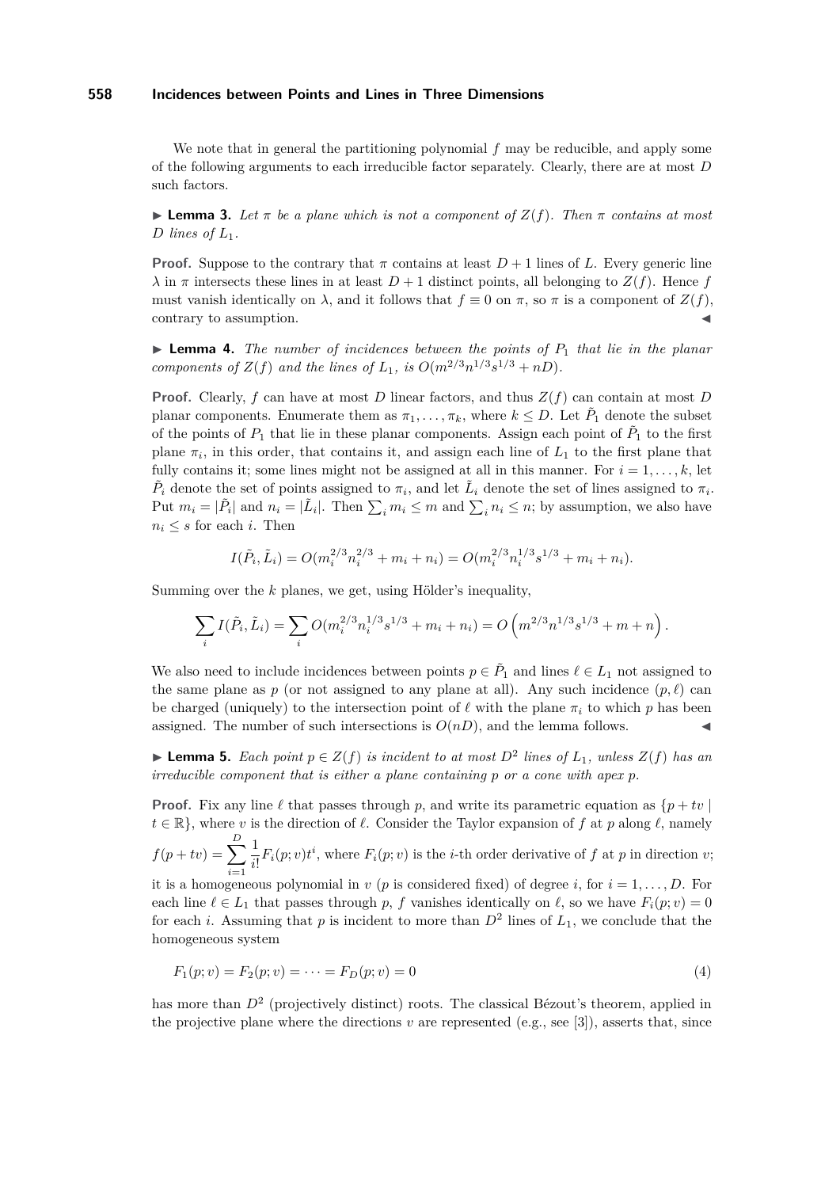We note that in general the partitioning polynomial $f$ may be reducible, and apply some of the following arguments to each irreducible factor separately. Clearly, there are at most $D$ such factors.

▶ **Lemma 3.** *Let $\pi$ be a plane which is not a component of $Z(f)$. Then $\pi$ contains at most $D$ lines of $L_1$.*

**Proof.** Suppose to the contrary that $\pi$ contains at least $D+1$ lines of $L$. Every generic line $\lambda$ in $\pi$ intersects these lines in at least $D+1$ distinct points, all belonging to $Z(f)$. Hence $f$ must vanish identically on $\lambda$, and it follows that $f \equiv 0$ on $\pi$, so $\pi$ is a component of $Z(f)$, contrary to assumption. ◀

▶ **Lemma 4.** *The number of incidences between the points of $P_1$ that lie in the planar components of $Z(f)$ and the lines of $L_1$, is $O(m^{2/3}n^{1/3}s^{1/3} + nD)$.*

**Proof.** Clearly, $f$ can have at most $D$ linear factors, and thus $Z(f)$ can contain at most $D$ planar components. Enumerate them as $\pi_1, \ldots, \pi_k$, where $k \le D$. Let $\tilde{P}_1$ denote the subset of the points of $P_1$ that lie in these planar components. Assign each point of $\tilde{P}_1$ to the first plane $\pi_i$, in this order, that contains it, and assign each line of $L_1$ to the first plane that fully contains it; some lines might not be assigned at all in this manner. For $i = 1, \ldots, k$, let $\tilde{P}_i$ denote the set of points assigned to $\pi_i$, and let $\tilde{L}_i$ denote the set of lines assigned to $\pi_i$. Put $m_i = |\tilde{P}_i|$ and $n_i = |\tilde{L}_i|$. Then $\sum_i m_i \le m$ and $\sum_i n_i \le n$; by assumption, we also have $n_i \le s$ for each $i$. Then

$$I(\tilde{P}_i, \tilde{L}_i) = O(m_i^{2/3}n_i^{2/3} + m_i + n_i) = O(m_i^{2/3}n_i^{1/3}s^{1/3} + m_i + n_i).$$

Summing over the $k$ planes, we get, using Hölder's inequality,

$$\sum_i I(\tilde{P}_i, \tilde{L}_i) = \sum_i O(m_i^{2/3}n_i^{1/3}s^{1/3} + m_i + n_i) = O\left(m^{2/3}n^{1/3}s^{1/3} + m + n\right).$$

We also need to include incidences between points $p \in \tilde{P}_1$ and lines $\ell \in L_1$ not assigned to the same plane as $p$ (or not assigned to any plane at all). Any such incidence $(p, \ell)$ can be charged (uniquely) to the intersection point of $\ell$ with the plane $\pi_i$ to which $p$ has been assigned. The number of such intersections is $O(nD)$, and the lemma follows. ◀

▶ **Lemma 5.** *Each point $p \in Z(f)$ is incident to at most $D^2$ lines of $L_1$, unless $Z(f)$ has an irreducible component that is either a plane containing $p$ or a cone with apex $p$.*

**Proof.** Fix any line $\ell$ that passes through $p$, and write its parametric equation as $\{p + tv \mid t \in \mathbb{R}\}$, where $v$ is the direction of $\ell$. Consider the Taylor expansion of $f$ at $p$ along $\ell$, namely $f(p+tv) = \sum_{i=1}^{D} \frac{1}{i!}F_i(p; v)t^i$, where $F_i(p; v)$ is the $i$-th order derivative of $f$ at $p$ in direction $v$; it is a homogeneous polynomial in $v$ ($p$ is considered fixed) of degree $i$, for $i = 1, \ldots, D$. For each line $\ell \in L_1$ that passes through $p$, $f$ vanishes identically on $\ell$, so we have $F_i(p; v) = 0$ for each $i$. Assuming that $p$ is incident to more than $D^2$ lines of $L_1$, we conclude that the homogeneous system

$$F_1(p; v) = F_2(p; v) = \cdots = F_D(p; v) = 0 \tag{4}$$

has more than $D^2$ (projectively distinct) roots. The classical Bézout's theorem, applied in the projective plane where the directions $v$ are represented (e.g., see [3]), asserts that, since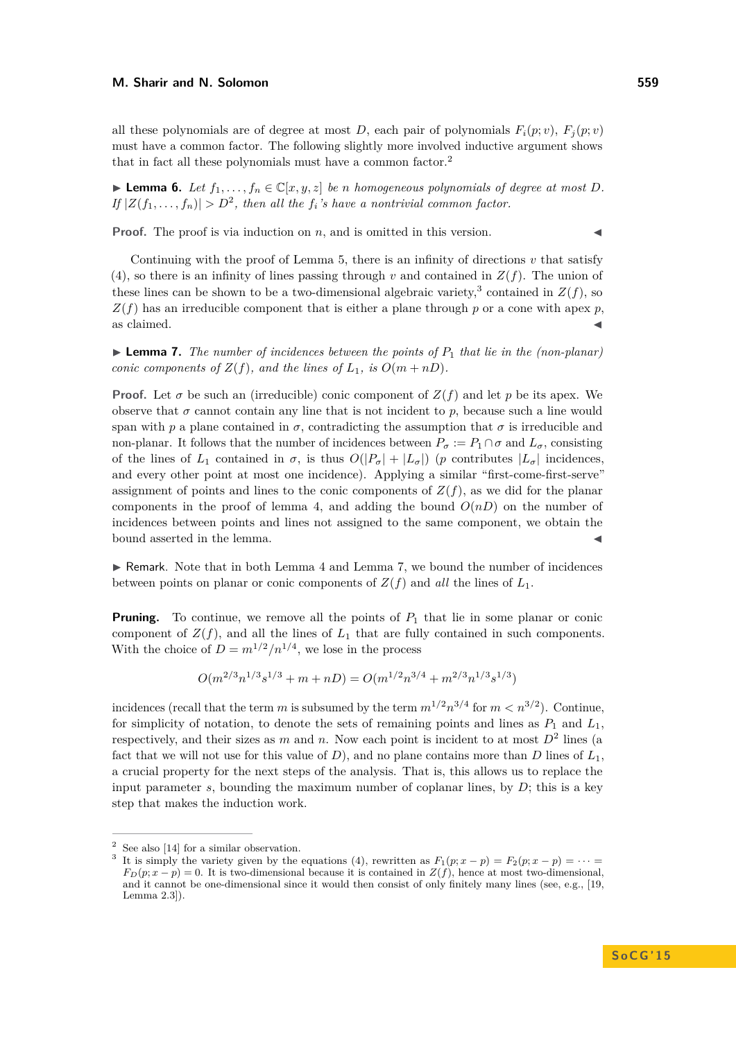all these polynomials are of degree at most $D$, each pair of polynomials $F_i(p;v)$, $F_j(p;v)$ must have a common factor. The following slightly more involved inductive argument shows that in fact all these polynomials must have a common factor.[2]

▶ **Lemma 6.** *Let $f_1, \ldots, f_n \in \mathbb{C}[x,y,z]$ be $n$ homogeneous polynomials of degree at most $D$. If $|Z(f_1,\ldots,f_n)| > D^2$, then all the $f_i$'s have a nontrivial common factor.*

**Proof.** The proof is via induction on $n$, and is omitted in this version. ◀

Continuing with the proof of Lemma 5, there is an infinity of directions $v$ that satisfy (4), so there is an infinity of lines passing through $v$ and contained in $Z(f)$. The union of these lines can be shown to be a two-dimensional algebraic variety,[3] contained in $Z(f)$, so $Z(f)$ has an irreducible component that is either a plane through $p$ or a cone with apex $p$, as claimed. ◀

▶ **Lemma 7.** *The number of incidences between the points of $P_1$ that lie in the (non-planar) conic components of $Z(f)$, and the lines of $L_1$, is $O(m+nD)$.*

**Proof.** Let $\sigma$ be such an (irreducible) conic component of $Z(f)$ and let $p$ be its apex. We observe that $\sigma$ cannot contain any line that is not incident to $p$, because such a line would span with $p$ a plane contained in $\sigma$, contradicting the assumption that $\sigma$ is irreducible and non-planar. It follows that the number of incidences between $P_\sigma := P_1 \cap \sigma$ and $L_\sigma$, consisting of the lines of $L_1$ contained in $\sigma$, is thus $O(|P_\sigma| + |L_\sigma|)$ ($p$ contributes $|L_\sigma|$ incidences, and every other point at most one incidence). Applying a similar "first-come-first-serve" assignment of points and lines to the conic components of $Z(f)$, as we did for the planar components in the proof of lemma 4, and adding the bound $O(nD)$ on the number of incidences between points and lines not assigned to the same component, we obtain the bound asserted in the lemma. ◀

▶ Remark. Note that in both Lemma 4 and Lemma 7, we bound the number of incidences between points on planar or conic components of $Z(f)$ and *all* the lines of $L_1$.

**Pruning.** To continue, we remove all the points of $P_1$ that lie in some planar or conic component of $Z(f)$, and all the lines of $L_1$ that are fully contained in such components. With the choice of $D = m^{1/2}/n^{1/4}$, we lose in the process

$$O(m^{2/3}n^{1/3}s^{1/3} + m + nD) = O(m^{1/2}n^{3/4} + m^{2/3}n^{1/3}s^{1/3})$$

incidences (recall that the term $m$ is subsumed by the term $m^{1/2}n^{3/4}$ for $m < n^{3/2}$). Continue, for simplicity of notation, to denote the sets of remaining points and lines as $P_1$ and $L_1$, respectively, and their sizes as $m$ and $n$. Now each point is incident to at most $D^2$ lines (a fact that we will not use for this value of $D$), and no plane contains more than $D$ lines of $L_1$, a crucial property for the next steps of the analysis. That is, this allows us to replace the input parameter $s$, bounding the maximum number of coplanar lines, by $D$; this is a key step that makes the induction work.

---

[2] See also [14] for a similar observation.

[3] It is simply the variety given by the equations (4), rewritten as $F_1(p; x-p) = F_2(p; x-p) = \cdots = F_D(p; x-p) = 0$. It is two-dimensional because it is contained in $Z(f)$, hence at most two-dimensional, and it cannot be one-dimensional since it would then consist of only finitely many lines (see, e.g., [19, Lemma 2.3]).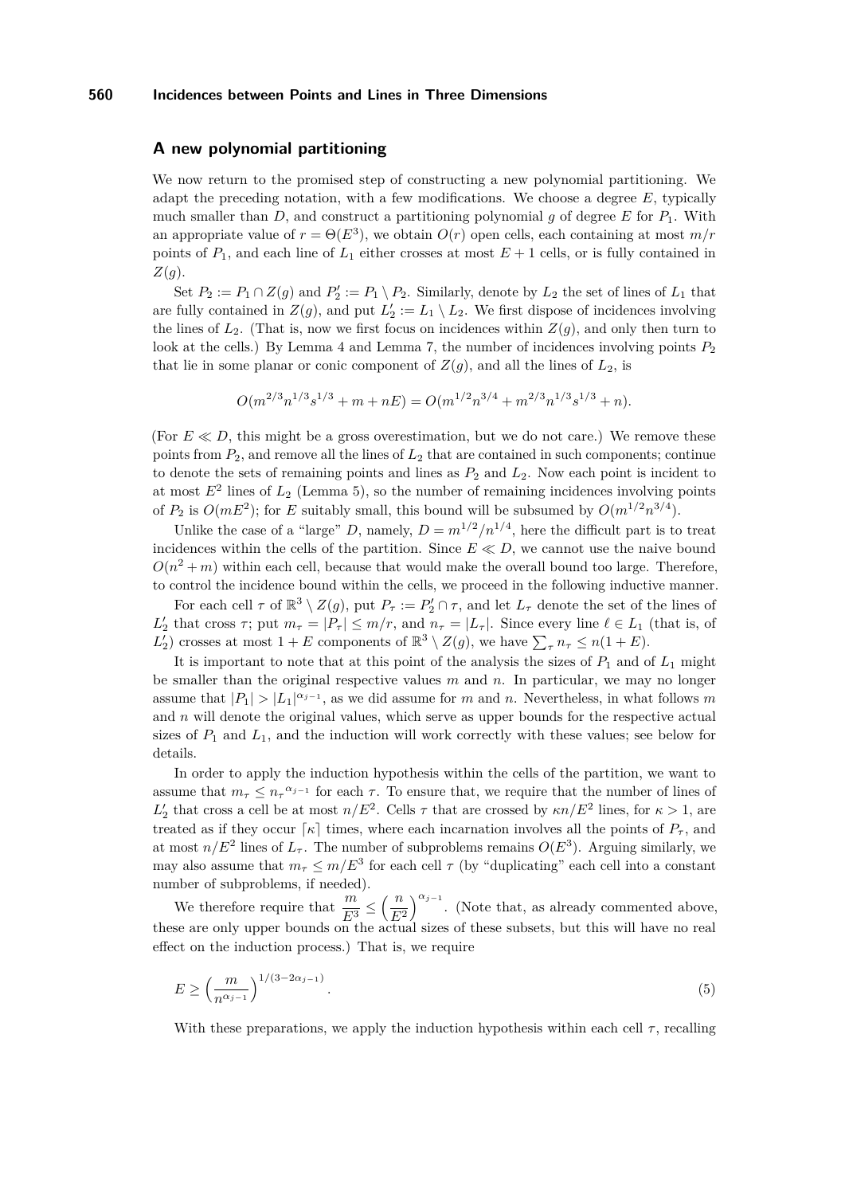### A new polynomial partitioning

We now return to the promised step of constructing a new polynomial partitioning. We adapt the preceding notation, with a few modifications. We choose a degree $E$, typically much smaller than $D$, and construct a partitioning polynomial $g$ of degree $E$ for $P_1$. With an appropriate value of $r = \Theta(E^3)$, we obtain $O(r)$ open cells, each containing at most $m/r$ points of $P_1$, and each line of $L_1$ either crosses at most $E + 1$ cells, or is fully contained in $Z(g)$.

Set $P_2 := P_1 \cap Z(g)$ and $P_2' := P_1 \setminus P_2$. Similarly, denote by $L_2$ the set of lines of $L_1$ that are fully contained in $Z(g)$, and put $L_2' := L_1 \setminus L_2$. We first dispose of incidences involving the lines of $L_2$. (That is, now we first focus on incidences within $Z(g)$, and only then turn to look at the cells.) By Lemma 4 and Lemma 7, the number of incidences involving points $P_2$ that lie in some planar or conic component of $Z(g)$, and all the lines of $L_2$, is

$$O(m^{2/3}n^{1/3}s^{1/3} + m + nE) = O(m^{1/2}n^{3/4} + m^{2/3}n^{1/3}s^{1/3} + n).$$

(For $E \ll D$, this might be a gross overestimation, but we do not care.) We remove these points from $P_2$, and remove all the lines of $L_2$ that are contained in such components; continue to denote the sets of remaining points and lines as $P_2$ and $L_2$. Now each point is incident to at most $E^2$ lines of $L_2$ (Lemma 5), so the number of remaining incidences involving points of $P_2$ is $O(mE^2)$; for $E$ suitably small, this bound will be subsumed by $O(m^{1/2}n^{3/4})$.

Unlike the case of a "large" $D$, namely, $D = m^{1/2}/n^{1/4}$, here the difficult part is to treat incidences within the cells of the partition. Since $E \ll D$, we cannot use the naive bound $O(n^2 + m)$ within each cell, because that would make the overall bound too large. Therefore, to control the incidence bound within the cells, we proceed in the following inductive manner.

For each cell $\tau$ of $\mathbb{R}^3 \setminus Z(g)$, put $P_\tau := P_2' \cap \tau$, and let $L_\tau$ denote the set of the lines of $L_2'$ that cross $\tau$; put $m_\tau = |P_\tau| \le m/r$, and $n_\tau = |L_\tau|$. Since every line $\ell \in L_1$ (that is, of $L_2'$) crosses at most $1 + E$ components of $\mathbb{R}^3 \setminus Z(g)$, we have $\sum_\tau n_\tau \le n(1 + E)$.

It is important to note that at this point of the analysis the sizes of $P_1$ and of $L_1$ might be smaller than the original respective values $m$ and $n$. In particular, we may no longer assume that $|P_1| > |L_1|^{\alpha_{j-1}}$, as we did assume for $m$ and $n$. Nevertheless, in what follows $m$ and $n$ will denote the original values, which serve as upper bounds for the respective actual sizes of $P_1$ and $L_1$, and the induction will work correctly with these values; see below for details.

In order to apply the induction hypothesis within the cells of the partition, we want to assume that $m_\tau \le {n_\tau}^{\alpha_{j-1}}$ for each $\tau$. To ensure that, we require that the number of lines of $L_2'$ that cross a cell be at most $n/E^2$. Cells $\tau$ that are crossed by $\kappa n/E^2$ lines, for $\kappa > 1$, are treated as if they occur $\lceil \kappa \rceil$ times, where each incarnation involves all the points of $P_\tau$, and at most $n/E^2$ lines of $L_\tau$. The number of subproblems remains $O(E^3)$. Arguing similarly, we may also assume that $m_\tau \le m/E^3$ for each cell $\tau$ (by "duplicating" each cell into a constant number of subproblems, if needed).

We therefore require that $\dfrac{m}{E^3} \le \left(\dfrac{n}{E^2}\right)^{\alpha_{j-1}}$. (Note that, as already commented above, these are only upper bounds on the actual sizes of these subsets, but this will have no real effect on the induction process.) That is, we require

$$E \ge \left(\frac{m}{n^{\alpha_{j-1}}}\right)^{1/(3-2\alpha_{j-1})}. \tag{5}$$

With these preparations, we apply the induction hypothesis within each cell $\tau$, recalling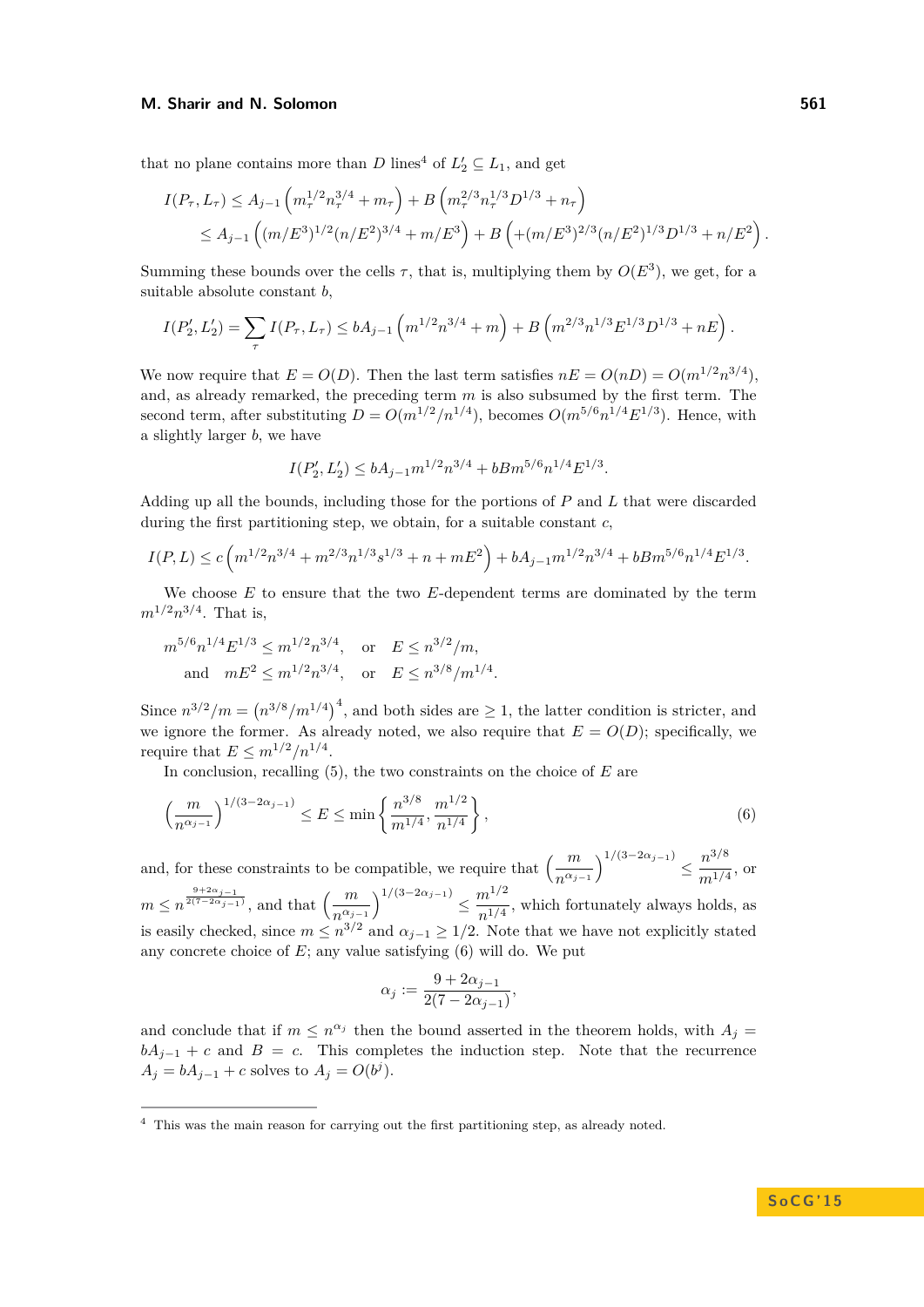that no plane contains more than $D$ lines[4] of $L_2' \subseteq L_1$, and get

$$
\begin{aligned}
I(P_\tau, L_\tau) &\le A_{j-1}\left(m_\tau^{1/2} n_\tau^{3/4} + m_\tau\right) + B\left(m_\tau^{2/3} n_\tau^{1/3} D^{1/3} + n_\tau\right) \\
&\le A_{j-1}\left((m/E^3)^{1/2}(n/E^2)^{3/4} + m/E^3\right) + B\left(+(m/E^3)^{2/3}(n/E^2)^{1/3}D^{1/3} + n/E^2\right).
\end{aligned}
$$

Summing these bounds over the cells $\tau$, that is, multiplying them by $O(E^3)$, we get, for a suitable absolute constant $b$,

$$
I(P_2', L_2') = \sum_\tau I(P_\tau, L_\tau) \le bA_{j-1}\left(m^{1/2}n^{3/4} + m\right) + B\left(m^{2/3}n^{1/3}E^{1/3}D^{1/3} + nE\right).
$$

We now require that $E = O(D)$. Then the last term satisfies $nE = O(nD) = O(m^{1/2}n^{3/4})$, and, as already remarked, the preceding term $m$ is also subsumed by the first term. The second term, after substituting $D = O(m^{1/2}/n^{1/4})$, becomes $O(m^{5/6}n^{1/4}E^{1/3})$. Hence, with a slightly larger $b$, we have

$$
I(P_2', L_2') \le bA_{j-1}m^{1/2}n^{3/4} + bBm^{5/6}n^{1/4}E^{1/3}.
$$

Adding up all the bounds, including those for the portions of $P$ and $L$ that were discarded during the first partitioning step, we obtain, for a suitable constant $c$,

$$
I(P, L) \le c\left(m^{1/2}n^{3/4} + m^{2/3}n^{1/3}s^{1/3} + n + mE^2\right) + bA_{j-1}m^{1/2}n^{3/4} + bBm^{5/6}n^{1/4}E^{1/3}.
$$

We choose $E$ to ensure that the two $E$-dependent terms are dominated by the term $m^{1/2}n^{3/4}$. That is,

$$
\begin{aligned}
m^{5/6}n^{1/4}E^{1/3} &\le m^{1/2}n^{3/4}, \quad \text{or} \quad E \le n^{3/2}/m, \\
\text{and} \quad mE^2 &\le m^{1/2}n^{3/4}, \quad \text{or} \quad E \le n^{3/8}/m^{1/4}.
\end{aligned}
$$

Since $n^{3/2}/m = \left(n^{3/8}/m^{1/4}\right)^4$, and both sides are $\ge 1$, the latter condition is stricter, and we ignore the former. As already noted, we also require that $E = O(D)$; specifically, we require that $E \le m^{1/2}/n^{1/4}$.

In conclusion, recalling (5), the two constraints on the choice of $E$ are

$$
\left(\frac{m}{n^{\alpha_{j-1}}}\right)^{1/(3-2\alpha_{j-1})} \le E \le \min\left\{\frac{n^{3/8}}{m^{1/4}}, \frac{m^{1/2}}{n^{1/4}}\right\}, \tag{6}
$$

and, for these constraints to be compatible, we require that $\left(\frac{m}{n^{\alpha_{j-1}}}\right)^{1/(3-2\alpha_{j-1})} \le \frac{n^{3/8}}{m^{1/4}}$, or $m \le n^{\frac{9+2\alpha_{j-1}}{2(7-2\alpha_{j-1})}}$, and that $\left(\frac{m}{n^{\alpha_{j-1}}}\right)^{1/(3-2\alpha_{j-1})} \le \frac{m^{1/2}}{n^{1/4}}$, which fortunately always holds, as is easily checked, since $m \le n^{3/2}$ and $\alpha_{j-1} \ge 1/2$. Note that we have not explicitly stated any concrete choice of $E$; any value satisfying (6) will do. We put

$$
\alpha_j := \frac{9 + 2\alpha_{j-1}}{2(7 - 2\alpha_{j-1})},
$$

and conclude that if $m \le n^{\alpha_j}$ then the bound asserted in the theorem holds, with $A_j = bA_{j-1} + c$ and $B = c$. This completes the induction step. Note that the recurrence $A_j = bA_{j-1} + c$ solves to $A_j = O(b^j)$.

---

[4] This was the main reason for carrying out the first partitioning step, as already noted.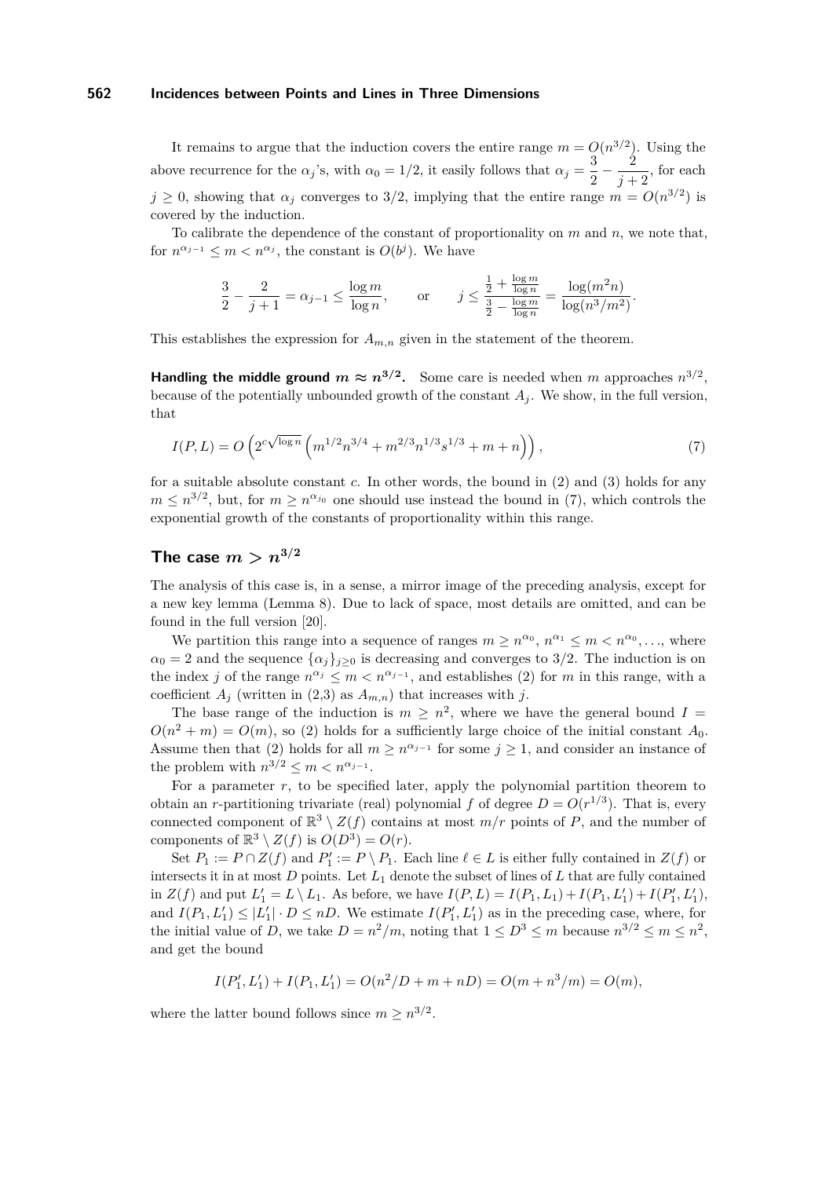It remains to argue that the induction covers the entire range $m = O(n^{3/2})$. Using the above recurrence for the $\alpha_j$'s, with $\alpha_0 = 1/2$, it easily follows that $\alpha_j = \frac{3}{2} - \frac{2}{j+2}$, for each $j \geq 0$, showing that $\alpha_j$ converges to $3/2$, implying that the entire range $m = O(n^{3/2})$ is covered by the induction.

To calibrate the dependence of the constant of proportionality on $m$ and $n$, we note that, for $n^{\alpha_{j-1}} \leq m < n^{\alpha_j}$, the constant is $O(b^j)$. We have

$$\frac{3}{2} - \frac{2}{j+1} = \alpha_{j-1} \leq \frac{\log m}{\log n}, \qquad \text{or} \qquad j \leq \frac{\frac{1}{2} + \frac{\log m}{\log n}}{\frac{3}{2} - \frac{\log m}{\log n}} = \frac{\log(m^2 n)}{\log(n^3/m^2)}.$$

This establishes the expression for $A_{m,n}$ given in the statement of the theorem.

**Handling the middle ground $m \approx n^{3/2}$.** Some care is needed when $m$ approaches $n^{3/2}$, because of the potentially unbounded growth of the constant $A_j$. We show, in the full version, that

$$I(P, L) = O\left(2^{c\sqrt{\log n}}\left(m^{1/2}n^{3/4} + m^{2/3}n^{1/3}s^{1/3} + m + n\right)\right), \tag{7}$$

for a suitable absolute constant $c$. In other words, the bound in (2) and (3) holds for any $m \leq n^{3/2}$, but, for $m \geq n^{\alpha_{j_0}}$ one should use instead the bound in (7), which controls the exponential growth of the constants of proportionality within this range.

## The case $m > n^{3/2}$

The analysis of this case is, in a sense, a mirror image of the preceding analysis, except for a new key lemma (Lemma 8). Due to lack of space, most details are omitted, and can be found in the full version [20].

We partition this range into a sequence of ranges $m \geq n^{\alpha_0}$, $n^{\alpha_1} \leq m < n^{\alpha_0}, \ldots$, where $\alpha_0 = 2$ and the sequence $\{\alpha_j\}_{j\geq 0}$ is decreasing and converges to $3/2$. The induction is on the index $j$ of the range $n^{\alpha_j} \leq m < n^{\alpha_{j-1}}$, and establishes (2) for $m$ in this range, with a coefficient $A_j$ (written in (2,3) as $A_{m,n}$) that increases with $j$.

The base range of the induction is $m \geq n^2$, where we have the general bound $I = O(n^2 + m) = O(m)$, so (2) holds for a sufficiently large choice of the initial constant $A_0$. Assume then that (2) holds for all $m \geq n^{\alpha_{j-1}}$ for some $j \geq 1$, and consider an instance of the problem with $n^{3/2} \leq m < n^{\alpha_{j-1}}$.

For a parameter $r$, to be specified later, apply the polynomial partition theorem to obtain an $r$-partitioning trivariate (real) polynomial $f$ of degree $D = O(r^{1/3})$. That is, every connected component of $\mathbb{R}^3 \setminus Z(f)$ contains at most $m/r$ points of $P$, and the number of components of $\mathbb{R}^3 \setminus Z(f)$ is $O(D^3) = O(r)$.

Set $P_1 := P \cap Z(f)$ and $P_1' := P \setminus P_1$. Each line $\ell \in L$ is either fully contained in $Z(f)$ or intersects it in at most $D$ points. Let $L_1$ denote the subset of lines of $L$ that are fully contained in $Z(f)$ and put $L_1' = L \setminus L_1$. As before, we have $I(P, L) = I(P_1, L_1) + I(P_1, L_1') + I(P_1', L_1')$, and $I(P_1, L_1') \leq |L_1'| \cdot D \leq nD$. We estimate $I(P_1', L_1')$ as in the preceding case, where, for the initial value of $D$, we take $D = n^2/m$, noting that $1 \leq D^3 \leq m$ because $n^{3/2} \leq m \leq n^2$, and get the bound

$$I(P_1', L_1') + I(P_1, L_1') = O(n^2/D + m + nD) = O(m + n^3/m) = O(m),$$

where the latter bound follows since $m \geq n^{3/2}$.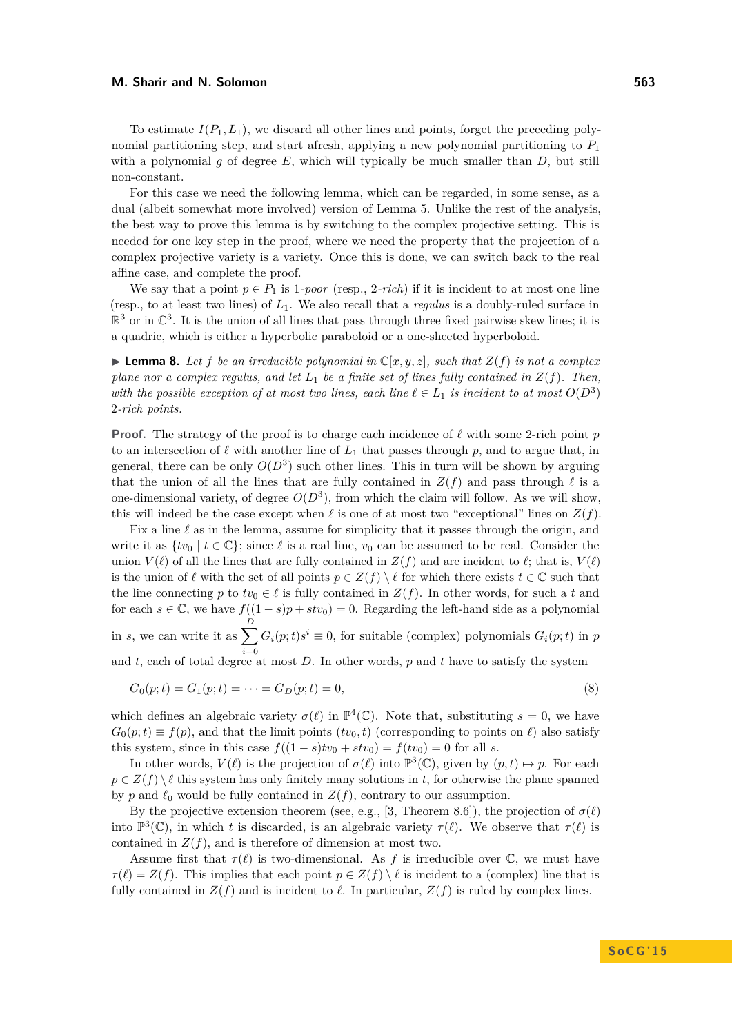To estimate $I(P_1, L_1)$, we discard all other lines and points, forget the preceding polynomial partitioning step, and start afresh, applying a new polynomial partitioning to $P_1$ with a polynomial $g$ of degree $E$, which will typically be much smaller than $D$, but still non-constant.

For this case we need the following lemma, which can be regarded, in some sense, as a dual (albeit somewhat more involved) version of Lemma 5. Unlike the rest of the analysis, the best way to prove this lemma is by switching to the complex projective setting. This is needed for one key step in the proof, where we need the property that the projection of a complex projective variety is a variety. Once this is done, we can switch back to the real affine case, and complete the proof.

We say that a point $p \in P_1$ is 1-*poor* (resp., 2-*rich*) if it is incident to at most one line (resp., to at least two lines) of $L_1$. We also recall that a *regulus* is a doubly-ruled surface in $\mathbb{R}^3$ or in $\mathbb{C}^3$. It is the union of all lines that pass through three fixed pairwise skew lines; it is a quadric, which is either a hyperbolic paraboloid or a one-sheeted hyperboloid.

▶ **Lemma 8.** *Let $f$ be an irreducible polynomial in $\mathbb{C}[x, y, z]$, such that $Z(f)$ is not a complex plane nor a complex regulus, and let $L_1$ be a finite set of lines fully contained in $Z(f)$. Then, with the possible exception of at most two lines, each line $\ell \in L_1$ is incident to at most $O(D^3)$ 2-rich points.*

**Proof.** The strategy of the proof is to charge each incidence of $\ell$ with some 2-rich point $p$ to an intersection of $\ell$ with another line of $L_1$ that passes through $p$, and to argue that, in general, there can be only $O(D^3)$ such other lines. This in turn will be shown by arguing that the union of all the lines that are fully contained in $Z(f)$ and pass through $\ell$ is a one-dimensional variety, of degree $O(D^3)$, from which the claim will follow. As we will show, this will indeed be the case except when $\ell$ is one of at most two "exceptional" lines on $Z(f)$.

Fix a line $\ell$ as in the lemma, assume for simplicity that it passes through the origin, and write it as $\{tv_0 \mid t \in \mathbb{C}\}$; since $\ell$ is a real line, $v_0$ can be assumed to be real. Consider the union $V(\ell)$ of all the lines that are fully contained in $Z(f)$ and are incident to $\ell$; that is, $V(\ell)$ is the union of $\ell$ with the set of all points $p \in Z(f) \setminus \ell$ for which there exists $t \in \mathbb{C}$ such that the line connecting $p$ to $tv_0 \in \ell$ is fully contained in $Z(f)$. In other words, for such a $t$ and for each $s \in \mathbb{C}$, we have $f((1-s)p + stv_0) = 0$. Regarding the left-hand side as a polynomial in $s$, we can write it as $\sum_{i=0}^{D} G_i(p;t)s^i \equiv 0$, for suitable (complex) polynomials $G_i(p;t)$ in $p$ and $t$, each of total degree at most $D$. In other words, $p$ and $t$ have to satisfy the system

$$G_0(p;t) = G_1(p;t) = \cdots = G_D(p;t) = 0, \tag{8}$$

which defines an algebraic variety $\sigma(\ell)$ in $\mathbb{P}^4(\mathbb{C})$. Note that, substituting $s = 0$, we have $G_0(p;t) \equiv f(p)$, and that the limit points $(tv_0, t)$ (corresponding to points on $\ell$) also satisfy this system, since in this case $f((1-s)tv_0 + stv_0) = f(tv_0) = 0$ for all $s$.

In other words, $V(\ell)$ is the projection of $\sigma(\ell)$ into $\mathbb{P}^3(\mathbb{C})$, given by $(p,t) \mapsto p$. For each $p \in Z(f) \setminus \ell$ this system has only finitely many solutions in $t$, for otherwise the plane spanned by $p$ and $\ell_0$ would be fully contained in $Z(f)$, contrary to our assumption.

By the projective extension theorem (see, e.g., [3, Theorem 8.6]), the projection of $\sigma(\ell)$ into $\mathbb{P}^3(\mathbb{C})$, in which $t$ is discarded, is an algebraic variety $\tau(\ell)$. We observe that $\tau(\ell)$ is contained in $Z(f)$, and is therefore of dimension at most two.

Assume first that $\tau(\ell)$ is two-dimensional. As $f$ is irreducible over $\mathbb{C}$, we must have $\tau(\ell) = Z(f)$. This implies that each point $p \in Z(f) \setminus \ell$ is incident to a (complex) line that is fully contained in $Z(f)$ and is incident to $\ell$. In particular, $Z(f)$ is ruled by complex lines.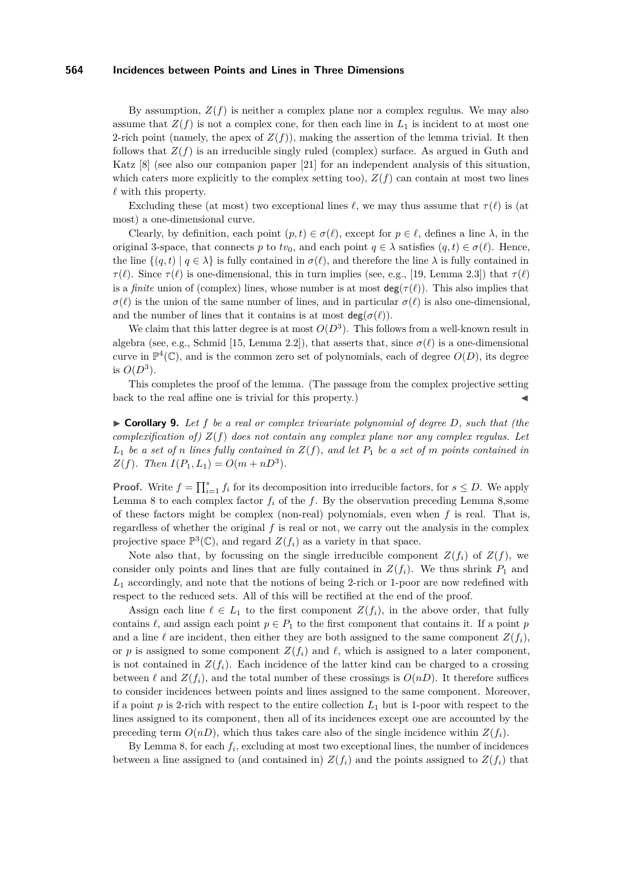By assumption, $Z(f)$ is neither a complex plane nor a complex regulus. We may also assume that $Z(f)$ is not a complex cone, for then each line in $L_1$ is incident to at most one 2-rich point (namely, the apex of $Z(f)$), making the assertion of the lemma trivial. It then follows that $Z(f)$ is an irreducible singly ruled (complex) surface. As argued in Guth and Katz [8] (see also our companion paper [21] for an independent analysis of this situation, which caters more explicitly to the complex setting too), $Z(f)$ can contain at most two lines $\ell$ with this property.

Excluding these (at most) two exceptional lines $\ell$, we may thus assume that $\tau(\ell)$ is (at most) a one-dimensional curve.

Clearly, by definition, each point $(p,t) \in \sigma(\ell)$, except for $p \in \ell$, defines a line $\lambda$, in the original 3-space, that connects $p$ to $tv_0$, and each point $q \in \lambda$ satisfies $(q,t) \in \sigma(\ell)$. Hence, the line $\{(q,t) \mid q \in \lambda\}$ is fully contained in $\sigma(\ell)$, and therefore the line $\lambda$ is fully contained in $\tau(\ell)$. Since $\tau(\ell)$ is one-dimensional, this in turn implies (see, e.g., [19, Lemma 2.3]) that $\tau(\ell)$ is a *finite* union of (complex) lines, whose number is at most $\deg(\tau(\ell))$. This also implies that $\sigma(\ell)$ is the union of the same number of lines, and in particular $\sigma(\ell)$ is also one-dimensional, and the number of lines that it contains is at most $\deg(\sigma(\ell))$.

We claim that this latter degree is at most $O(D^3)$. This follows from a well-known result in algebra (see, e.g., Schmid [15, Lemma 2.2]), that asserts that, since $\sigma(\ell)$ is a one-dimensional curve in $\mathbb{P}^4(\mathbb{C})$, and is the common zero set of polynomials, each of degree $O(D)$, its degree is $O(D^3)$.

This completes the proof of the lemma. (The passage from the complex projective setting back to the real affine one is trivial for this property.) ◀

► **Corollary 9.** *Let $f$ be a real or complex trivariate polynomial of degree $D$, such that (the complexification of) $Z(f)$ does not contain any complex plane nor any complex regulus. Let $L_1$ be a set of $n$ lines fully contained in $Z(f)$, and let $P_1$ be a set of $m$ points contained in $Z(f)$. Then $I(P_1, L_1) = O(m + nD^3)$.*

**Proof.** Write $f = \prod_{i=1}^{s} f_i$ for its decomposition into irreducible factors, for $s \le D$. We apply Lemma 8 to each complex factor $f_i$ of the $f$. By the observation preceding Lemma 8,some of these factors might be complex (non-real) polynomials, even when $f$ is real. That is, regardless of whether the original $f$ is real or not, we carry out the analysis in the complex projective space $\mathbb{P}^3(\mathbb{C})$, and regard $Z(f_i)$ as a variety in that space.

Note also that, by focussing on the single irreducible component $Z(f_i)$ of $Z(f)$, we consider only points and lines that are fully contained in $Z(f_i)$. We thus shrink $P_1$ and $L_1$ accordingly, and note that the notions of being 2-rich or 1-poor are now redefined with respect to the reduced sets. All of this will be rectified at the end of the proof.

Assign each line $\ell \in L_1$ to the first component $Z(f_i)$, in the above order, that fully contains $\ell$, and assign each point $p \in P_1$ to the first component that contains it. If a point $p$ and a line $\ell$ are incident, then either they are both assigned to the same component $Z(f_i)$, or $p$ is assigned to some component $Z(f_i)$ and $\ell$, which is assigned to a later component, is not contained in $Z(f_i)$. Each incidence of the latter kind can be charged to a crossing between $\ell$ and $Z(f_i)$, and the total number of these crossings is $O(nD)$. It therefore suffices to consider incidences between points and lines assigned to the same component. Moreover, if a point $p$ is 2-rich with respect to the entire collection $L_1$ but is 1-poor with respect to the lines assigned to its component, then all of its incidences except one are accounted by the preceding term $O(nD)$, which thus takes care also of the single incidence within $Z(f_i)$.

By Lemma 8, for each $f_i$, excluding at most two exceptional lines, the number of incidences between a line assigned to (and contained in) $Z(f_i)$ and the points assigned to $Z(f_i)$ that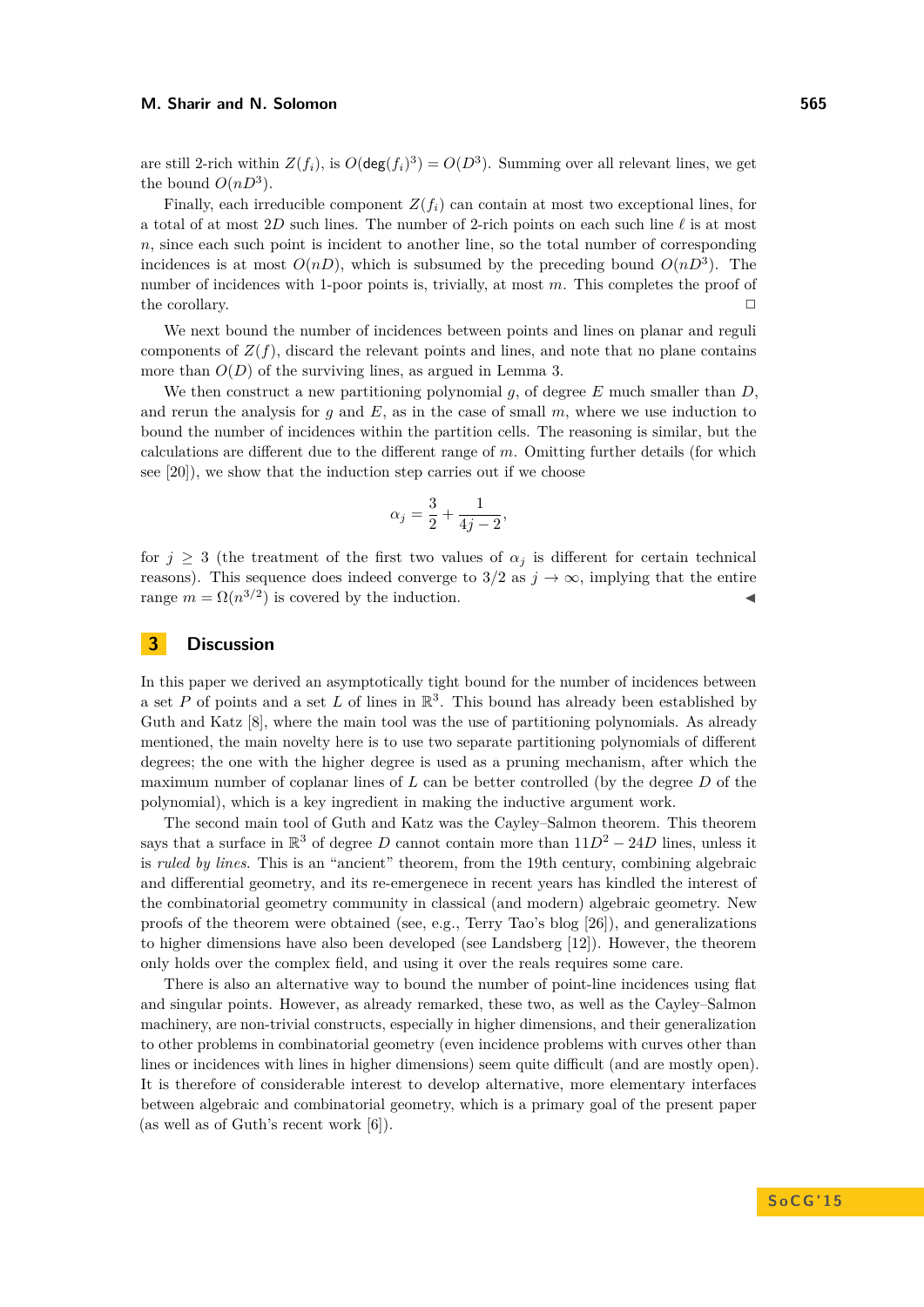are still 2-rich within $Z(f_i)$, is $O(\mathsf{deg}(f_i)^3) = O(D^3)$. Summing over all relevant lines, we get the bound $O(nD^3)$.

Finally, each irreducible component $Z(f_i)$ can contain at most two exceptional lines, for a total of at most $2D$ such lines. The number of 2-rich points on each such line $\ell$ is at most $n$, since each such point is incident to another line, so the total number of corresponding incidences is at most $O(nD)$, which is subsumed by the preceding bound $O(nD^3)$. The number of incidences with 1-poor points is, trivially, at most $m$. This completes the proof of the corollary. ◻

We next bound the number of incidences between points and lines on planar and reguli components of $Z(f)$, discard the relevant points and lines, and note that no plane contains more than $O(D)$ of the surviving lines, as argued in Lemma 3.

We then construct a new partitioning polynomial $g$, of degree $E$ much smaller than $D$, and rerun the analysis for $g$ and $E$, as in the case of small $m$, where we use induction to bound the number of incidences within the partition cells. The reasoning is similar, but the calculations are different due to the different range of $m$. Omitting further details (for which see [20]), we show that the induction step carries out if we choose

$$\alpha_j = \frac{3}{2} + \frac{1}{4j-2},$$

for $j \geq 3$ (the treatment of the first two values of $\alpha_j$ is different for certain technical reasons). This sequence does indeed converge to $3/2$ as $j \to \infty$, implying that the entire range $m = \Omega(n^{3/2})$ is covered by the induction. ◀

## 3 Discussion

In this paper we derived an asymptotically tight bound for the number of incidences between a set $P$ of points and a set $L$ of lines in $\mathbb{R}^3$. This bound has already been established by Guth and Katz [8], where the main tool was the use of partitioning polynomials. As already mentioned, the main novelty here is to use two separate partitioning polynomials of different degrees; the one with the higher degree is used as a pruning mechanism, after which the maximum number of coplanar lines of $L$ can be better controlled (by the degree $D$ of the polynomial), which is a key ingredient in making the inductive argument work.

The second main tool of Guth and Katz was the Cayley–Salmon theorem. This theorem says that a surface in $\mathbb{R}^3$ of degree $D$ cannot contain more than $11D^2 - 24D$ lines, unless it is *ruled by lines*. This is an "ancient" theorem, from the 19th century, combining algebraic and differential geometry, and its re-emergence in recent years has kindled the interest of the combinatorial geometry community in classical (and modern) algebraic geometry. New proofs of the theorem were obtained (see, e.g., Terry Tao's blog [26]), and generalizations to higher dimensions have also been developed (see Landsberg [12]). However, the theorem only holds over the complex field, and using it over the reals requires some care.

There is also an alternative way to bound the number of point-line incidences using flat and singular points. However, as already remarked, these two, as well as the Cayley–Salmon machinery, are non-trivial constructs, especially in higher dimensions, and their generalization to other problems in combinatorial geometry (even incidence problems with curves other than lines or incidences with lines in higher dimensions) seem quite difficult (and are mostly open). It is therefore of considerable interest to develop alternative, more elementary interfaces between algebraic and combinatorial geometry, which is a primary goal of the present paper (as well as of Guth's recent work [6]).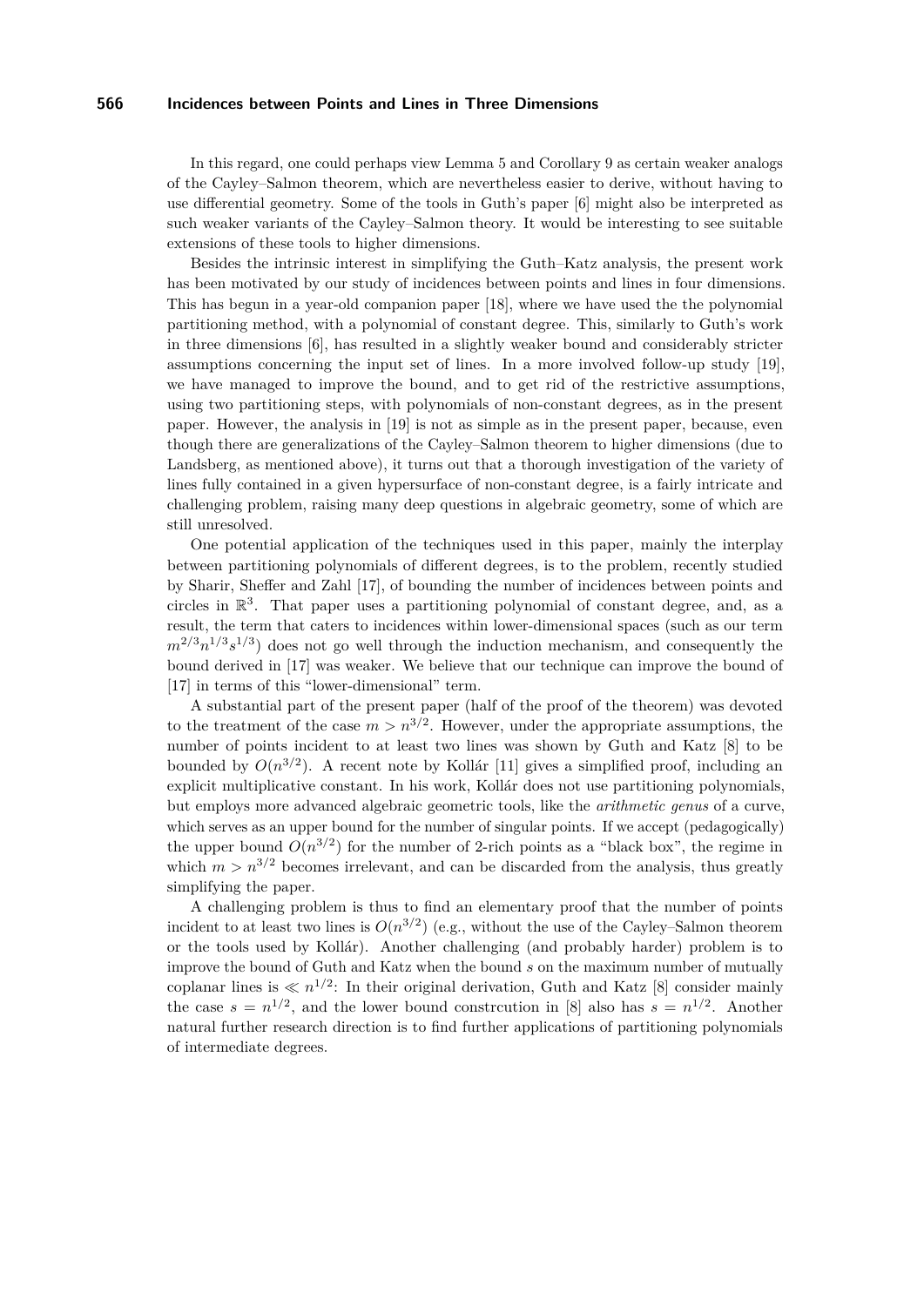In this regard, one could perhaps view Lemma 5 and Corollary 9 as certain weaker analogs of the Cayley–Salmon theorem, which are nevertheless easier to derive, without having to use differential geometry. Some of the tools in Guth's paper [6] might also be interpreted as such weaker variants of the Cayley–Salmon theory. It would be interesting to see suitable extensions of these tools to higher dimensions.

Besides the intrinsic interest in simplifying the Guth–Katz analysis, the present work has been motivated by our study of incidences between points and lines in four dimensions. This has begun in a year-old companion paper [18], where we have used the the polynomial partitioning method, with a polynomial of constant degree. This, similarly to Guth's work in three dimensions [6], has resulted in a slightly weaker bound and considerably stricter assumptions concerning the input set of lines. In a more involved follow-up study [19], we have managed to improve the bound, and to get rid of the restrictive assumptions, using two partitioning steps, with polynomials of non-constant degrees, as in the present paper. However, the analysis in [19] is not as simple as in the present paper, because, even though there are generalizations of the Cayley–Salmon theorem to higher dimensions (due to Landsberg, as mentioned above), it turns out that a thorough investigation of the variety of lines fully contained in a given hypersurface of non-constant degree, is a fairly intricate and challenging problem, raising many deep questions in algebraic geometry, some of which are still unresolved.

One potential application of the techniques used in this paper, mainly the interplay between partitioning polynomials of different degrees, is to the problem, recently studied by Sharir, Sheffer and Zahl [17], of bounding the number of incidences between points and circles in $\mathbb{R}^3$. That paper uses a partitioning polynomial of constant degree, and, as a result, the term that caters to incidences within lower-dimensional spaces (such as our term $m^{2/3}n^{1/3}s^{1/3}$) does not go well through the induction mechanism, and consequently the bound derived in [17] was weaker. We believe that our technique can improve the bound of [17] in terms of this "lower-dimensional" term.

A substantial part of the present paper (half of the proof of the theorem) was devoted to the treatment of the case $m > n^{3/2}$. However, under the appropriate assumptions, the number of points incident to at least two lines was shown by Guth and Katz [8] to be bounded by $O(n^{3/2})$. A recent note by Kollár [11] gives a simplified proof, including an explicit multiplicative constant. In his work, Kollár does not use partitioning polynomials, but employs more advanced algebraic geometric tools, like the *arithmetic genus* of a curve, which serves as an upper bound for the number of singular points. If we accept (pedagogically) the upper bound $O(n^{3/2})$ for the number of 2-rich points as a "black box", the regime in which $m > n^{3/2}$ becomes irrelevant, and can be discarded from the analysis, thus greatly simplifying the paper.

A challenging problem is thus to find an elementary proof that the number of points incident to at least two lines is $O(n^{3/2})$ (e.g., without the use of the Cayley–Salmon theorem or the tools used by Kollár). Another challenging (and probably harder) problem is to improve the bound of Guth and Katz when the bound $s$ on the maximum number of mutually coplanar lines is $\ll n^{1/2}$: In their original derivation, Guth and Katz [8] consider mainly the case $s = n^{1/2}$, and the lower bound constrcution in [8] also has $s = n^{1/2}$. Another natural further research direction is to find further applications of partitioning polynomials of intermediate degrees.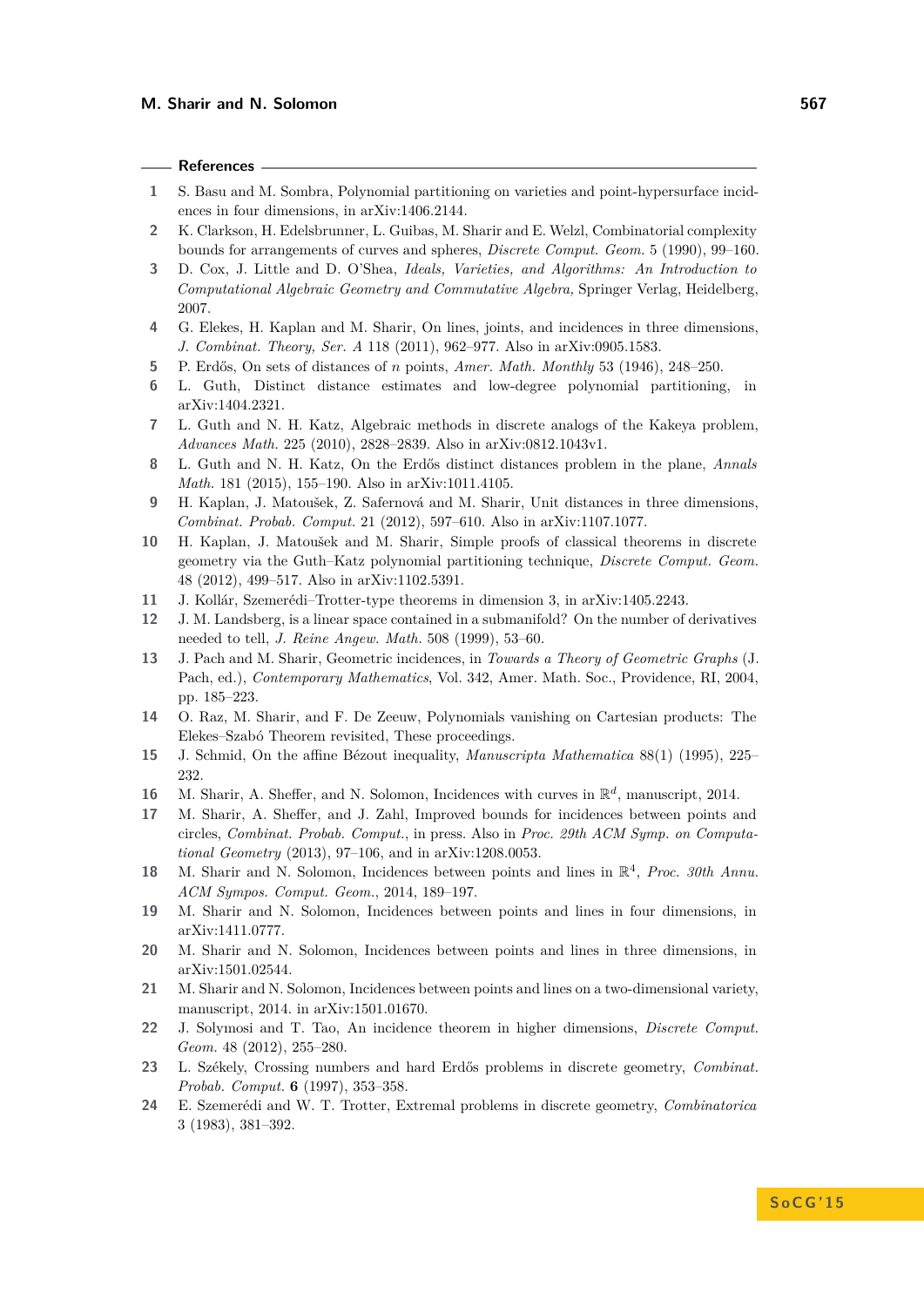## References

1. S. Basu and M. Sombra, Polynomial partitioning on varieties and point-hypersurface incidences in four dimensions, in arXiv:1406.2144.
2. K. Clarkson, H. Edelsbrunner, L. Guibas, M. Sharir and E. Welzl, Combinatorial complexity bounds for arrangements of curves and spheres, *Discrete Comput. Geom.* 5 (1990), 99–160.
3. D. Cox, J. Little and D. O'Shea, *Ideals, Varieties, and Algorithms: An Introduction to Computational Algebraic Geometry and Commutative Algebra*, Springer Verlag, Heidelberg, 2007.
4. G. Elekes, H. Kaplan and M. Sharir, On lines, joints, and incidences in three dimensions, *J. Combinat. Theory, Ser. A* 118 (2011), 962–977. Also in arXiv:0905.1583.
5. P. Erdős, On sets of distances of $n$ points, *Amer. Math. Monthly* 53 (1946), 248–250.
6. L. Guth, Distinct distance estimates and low-degree polynomial partitioning, in arXiv:1404.2321.
7. L. Guth and N. H. Katz, Algebraic methods in discrete analogs of the Kakeya problem, *Advances Math.* 225 (2010), 2828–2839. Also in arXiv:0812.1043v1.
8. L. Guth and N. H. Katz, On the Erdős distinct distances problem in the plane, *Annals Math.* 181 (2015), 155–190. Also in arXiv:1011.4105.
9. H. Kaplan, J. Matoušek, Z. Safernová and M. Sharir, Unit distances in three dimensions, *Combinat. Probab. Comput.* 21 (2012), 597–610. Also in arXiv:1107.1077.
10. H. Kaplan, J. Matoušek and M. Sharir, Simple proofs of classical theorems in discrete geometry via the Guth–Katz polynomial partitioning technique, *Discrete Comput. Geom.* 48 (2012), 499–517. Also in arXiv:1102.5391.
11. J. Kollár, Szemerédi–Trotter-type theorems in dimension 3, in arXiv:1405.2243.
12. J. M. Landsberg, is a linear space contained in a submanifold? On the number of derivatives needed to tell, *J. Reine Angew. Math.* 508 (1999), 53–60.
13. J. Pach and M. Sharir, Geometric incidences, in *Towards a Theory of Geometric Graphs* (J. Pach, ed.), *Contemporary Mathematics*, Vol. 342, Amer. Math. Soc., Providence, RI, 2004, pp. 185–223.
14. O. Raz, M. Sharir, and F. De Zeeuw, Polynomials vanishing on Cartesian products: The Elekes–Szabó Theorem revisited, These proceedings.
15. J. Schmid, On the affine Bézout inequality, *Manuscripta Mathematica* 88(1) (1995), 225–232.
16. M. Sharir, A. Sheffer, and N. Solomon, Incidences with curves in $\mathbb{R}^d$, manuscript, 2014.
17. M. Sharir, A. Sheffer, and J. Zahl, Improved bounds for incidences between points and circles, *Combinat. Probab. Comput.*, in press. Also in *Proc. 29th ACM Symp. on Computational Geometry* (2013), 97–106, and in arXiv:1208.0053.
18. M. Sharir and N. Solomon, Incidences between points and lines in $\mathbb{R}^4$, *Proc. 30th Annu. ACM Sympos. Comput. Geom.*, 2014, 189–197.
19. M. Sharir and N. Solomon, Incidences between points and lines in four dimensions, in arXiv:1411.0777.
20. M. Sharir and N. Solomon, Incidences between points and lines in three dimensions, in arXiv:1501.02544.
21. M. Sharir and N. Solomon, Incidences between points and lines on a two-dimensional variety, manuscript, 2014. in arXiv:1501.01670.
22. J. Solymosi and T. Tao, An incidence theorem in higher dimensions, *Discrete Comput. Geom.* 48 (2012), 255–280.
23. L. Székely, Crossing numbers and hard Erdős problems in discrete geometry, *Combinat. Probab. Comput.* **6** (1997), 353–358.
24. E. Szemerédi and W. T. Trotter, Extremal problems in discrete geometry, *Combinatorica* 3 (1983), 381–392.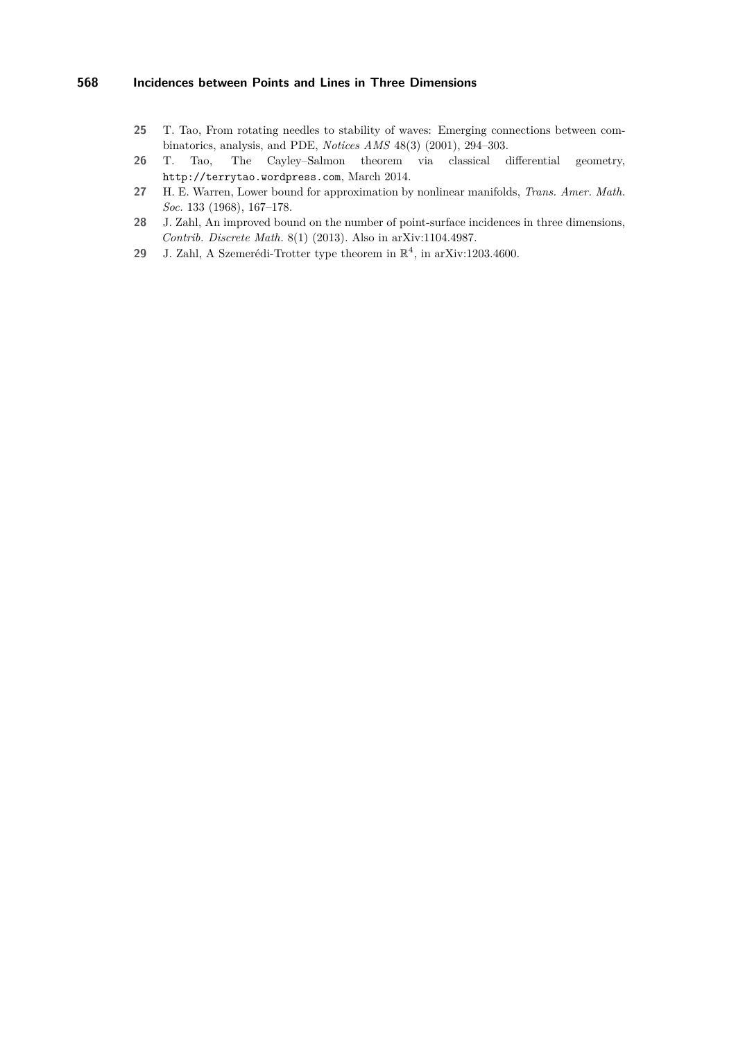**25** T. Tao, From rotating needles to stability of waves: Emerging connections between combinatorics, analysis, and PDE, *Notices AMS* 48(3) (2001), 294–303.

**26** T. Tao, The Cayley–Salmon theorem via classical differential geometry, `http://terrytao.wordpress.com`, March 2014.

**27** H. E. Warren, Lower bound for approximation by nonlinear manifolds, *Trans. Amer. Math. Soc.* 133 (1968), 167–178.

**28** J. Zahl, An improved bound on the number of point-surface incidences in three dimensions, *Contrib. Discrete Math.* 8(1) (2013). Also in arXiv:1104.4987.

**29** J. Zahl, A Szemerédi-Trotter type theorem in $\mathbb{R}^4$, in arXiv:1203.4600.